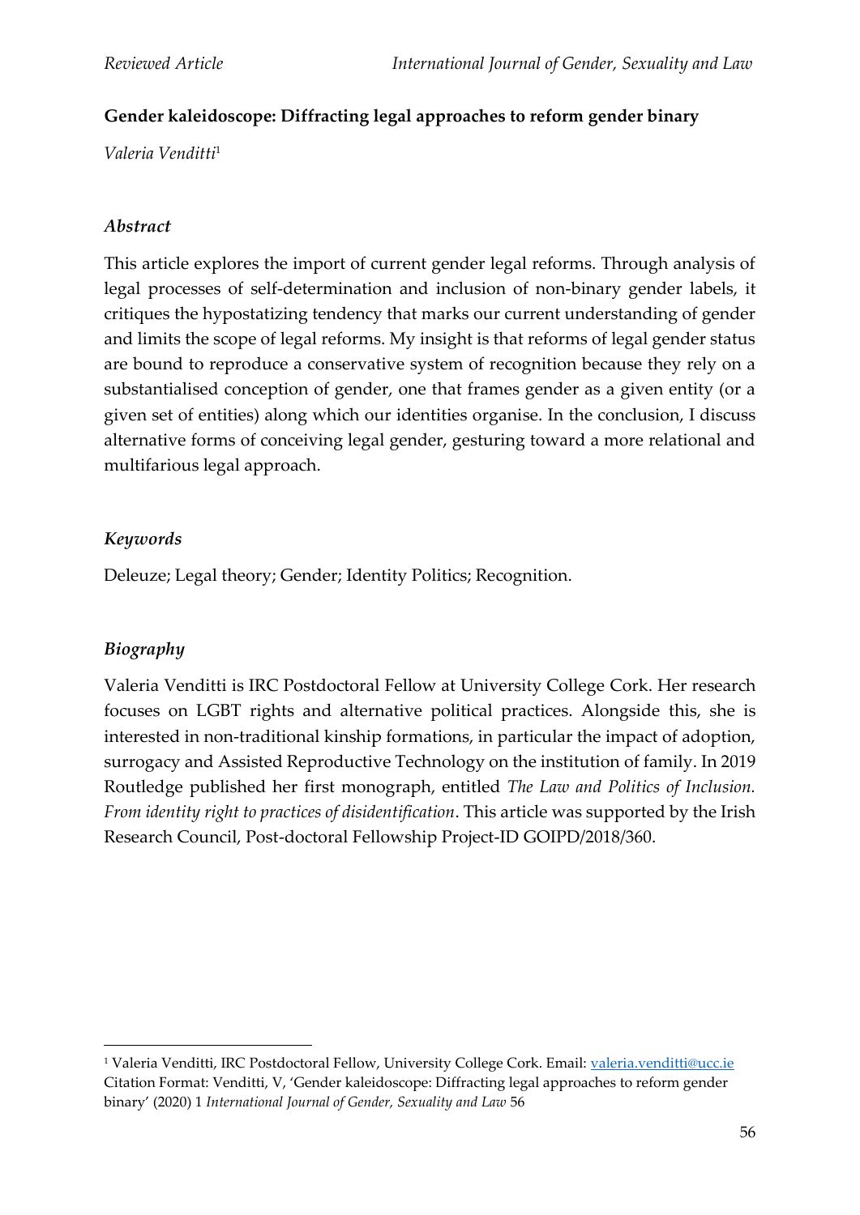# Gender kaleidoscope: Diffracting legal approaches to reform gender binary

*Valeria Venditti*[1]

## *Abstract*

This article explores the import of current gender legal reforms. Through analysis of legal processes of self-determination and inclusion of non-binary gender labels, it critiques the hypostatizing tendency that marks our current understanding of gender and limits the scope of legal reforms. My insight is that reforms of legal gender status are bound to reproduce a conservative system of recognition because they rely on a substantialised conception of gender, one that frames gender as a given entity (or a given set of entities) along which our identities organise. In the conclusion, I discuss alternative forms of conceiving legal gender, gesturing toward a more relational and multifarious legal approach.

## *Keywords*

Deleuze; Legal theory; Gender; Identity Politics; Recognition.

## *Biography*

Valeria Venditti is IRC Postdoctoral Fellow at University College Cork. Her research focuses on LGBT rights and alternative political practices. Alongside this, she is interested in non-traditional kinship formations, in particular the impact of adoption, surrogacy and Assisted Reproductive Technology on the institution of family. In 2019 Routledge published her first monograph, entitled *The Law and Politics of Inclusion. From identity right to practices of disidentification*. This article was supported by the Irish Research Council, Post-doctoral Fellowship Project-ID GOIPD/2018/360.

---

[1] Valeria Venditti, IRC Postdoctoral Fellow, University College Cork. Email: valeria.venditti@ucc.ie
Citation Format: Venditti, V, 'Gender kaleidoscope: Diffracting legal approaches to reform gender binary' (2020) 1 *International Journal of Gender, Sexuality and Law* 56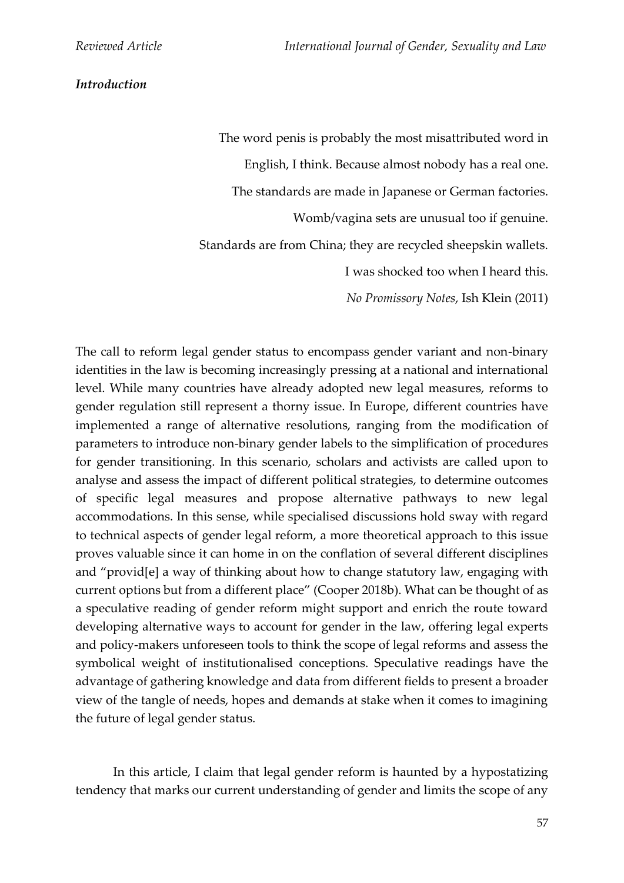### *Introduction*

> The word penis is probably the most misattributed word in
> English, I think. Because almost nobody has a real one.
> The standards are made in Japanese or German factories.
> Womb/vagina sets are unusual too if genuine.
> Standards are from China; they are recycled sheepskin wallets.
> I was shocked too when I heard this.
> *No Promissory Notes*, Ish Klein (2011)

The call to reform legal gender status to encompass gender variant and non-binary identities in the law is becoming increasingly pressing at a national and international level. While many countries have already adopted new legal measures, reforms to gender regulation still represent a thorny issue. In Europe, different countries have implemented a range of alternative resolutions, ranging from the modification of parameters to introduce non-binary gender labels to the simplification of procedures for gender transitioning. In this scenario, scholars and activists are called upon to analyse and assess the impact of different political strategies, to determine outcomes of specific legal measures and propose alternative pathways to new legal accommodations. In this sense, while specialised discussions hold sway with regard to technical aspects of gender legal reform, a more theoretical approach to this issue proves valuable since it can home in on the conflation of several different disciplines and "provid[e] a way of thinking about how to change statutory law, engaging with current options but from a different place" (Cooper 2018b). What can be thought of as a speculative reading of gender reform might support and enrich the route toward developing alternative ways to account for gender in the law, offering legal experts and policy-makers unforeseen tools to think the scope of legal reforms and assess the symbolical weight of institutionalised conceptions. Speculative readings have the advantage of gathering knowledge and data from different fields to present a broader view of the tangle of needs, hopes and demands at stake when it comes to imagining the future of legal gender status.

In this article, I claim that legal gender reform is haunted by a hypostatizing tendency that marks our current understanding of gender and limits the scope of any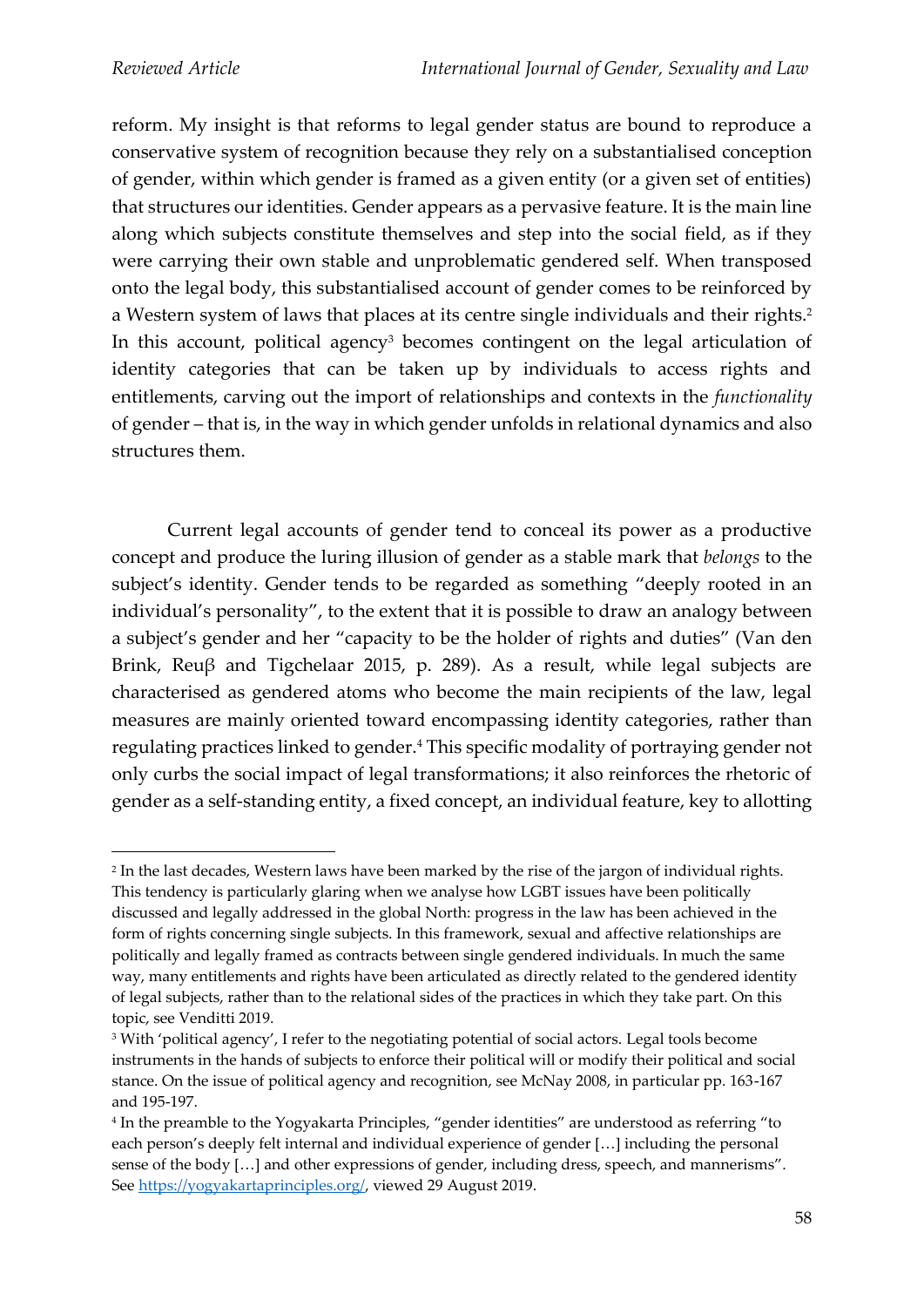reform. My insight is that reforms to legal gender status are bound to reproduce a conservative system of recognition because they rely on a substantialised conception of gender, within which gender is framed as a given entity (or a given set of entities) that structures our identities. Gender appears as a pervasive feature. It is the main line along which subjects constitute themselves and step into the social field, as if they were carrying their own stable and unproblematic gendered self. When transposed onto the legal body, this substantialised account of gender comes to be reinforced by a Western system of laws that places at its centre single individuals and their rights.[2] In this account, political agency[3] becomes contingent on the legal articulation of identity categories that can be taken up by individuals to access rights and entitlements, carving out the import of relationships and contexts in the *functionality* of gender – that is, in the way in which gender unfolds in relational dynamics and also structures them.

Current legal accounts of gender tend to conceal its power as a productive concept and produce the luring illusion of gender as a stable mark that *belongs* to the subject's identity. Gender tends to be regarded as something "deeply rooted in an individual's personality", to the extent that it is possible to draw an analogy between a subject's gender and her "capacity to be the holder of rights and duties" (Van den Brink, Reuβ and Tigchelaar 2015, p. 289). As a result, while legal subjects are characterised as gendered atoms who become the main recipients of the law, legal measures are mainly oriented toward encompassing identity categories, rather than regulating practices linked to gender.[4] This specific modality of portraying gender not only curbs the social impact of legal transformations; it also reinforces the rhetoric of gender as a self-standing entity, a fixed concept, an individual feature, key to allotting

---

[2] In the last decades, Western laws have been marked by the rise of the jargon of individual rights. This tendency is particularly glaring when we analyse how LGBT issues have been politically discussed and legally addressed in the global North: progress in the law has been achieved in the form of rights concerning single subjects. In this framework, sexual and affective relationships are politically and legally framed as contracts between single gendered individuals. In much the same way, many entitlements and rights have been articulated as directly related to the gendered identity of legal subjects, rather than to the relational sides of the practices in which they take part. On this topic, see Venditti 2019.

[3] With 'political agency', I refer to the negotiating potential of social actors. Legal tools become instruments in the hands of subjects to enforce their political will or modify their political and social stance. On the issue of political agency and recognition, see McNay 2008, in particular pp. 163-167 and 195-197.

[4] In the preamble to the Yogyakarta Principles, "gender identities" are understood as referring "to each person's deeply felt internal and individual experience of gender […] including the personal sense of the body […] and other expressions of gender, including dress, speech, and mannerisms". See https://yogyakartaprinciples.org/, viewed 29 August 2019.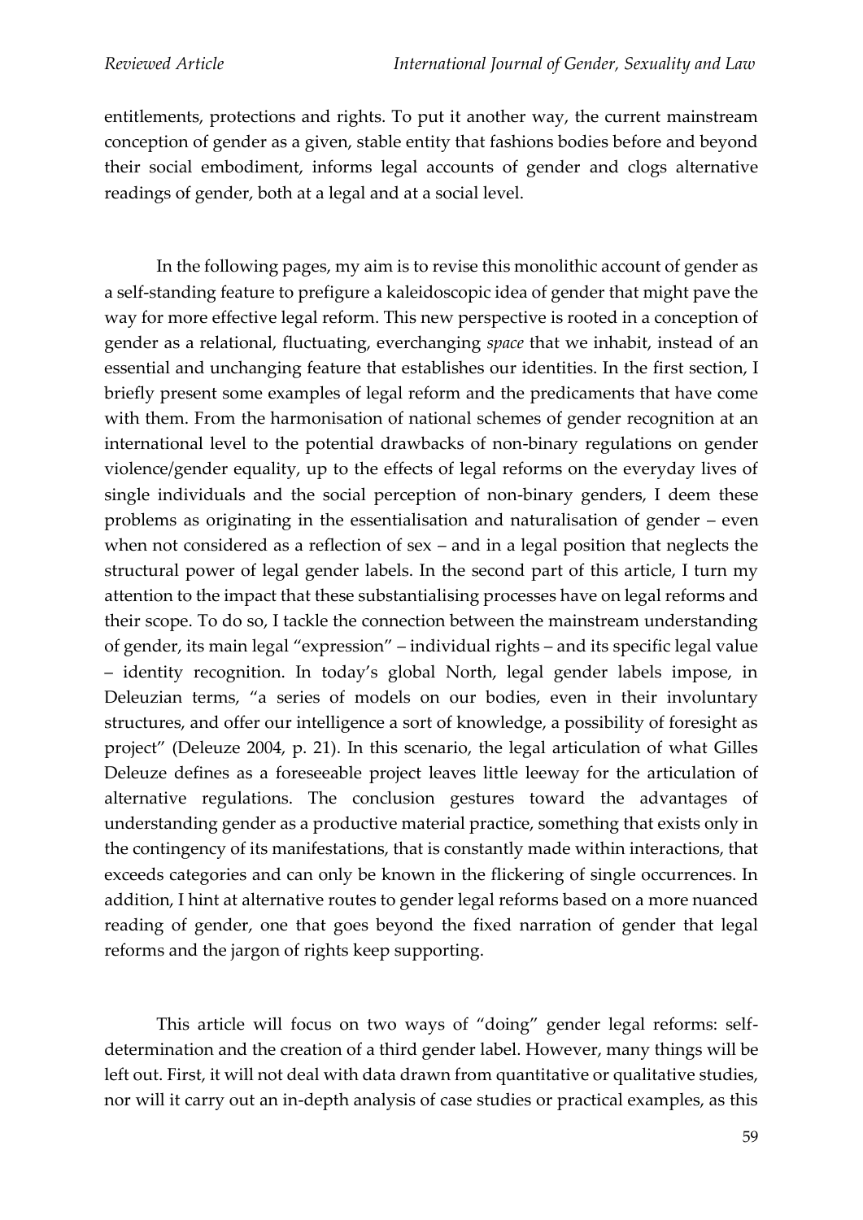entitlements, protections and rights. To put it another way, the current mainstream conception of gender as a given, stable entity that fashions bodies before and beyond their social embodiment, informs legal accounts of gender and clogs alternative readings of gender, both at a legal and at a social level.

In the following pages, my aim is to revise this monolithic account of gender as a self-standing feature to prefigure a kaleidoscopic idea of gender that might pave the way for more effective legal reform. This new perspective is rooted in a conception of gender as a relational, fluctuating, everchanging *space* that we inhabit, instead of an essential and unchanging feature that establishes our identities. In the first section, I briefly present some examples of legal reform and the predicaments that have come with them. From the harmonisation of national schemes of gender recognition at an international level to the potential drawbacks of non-binary regulations on gender violence/gender equality, up to the effects of legal reforms on the everyday lives of single individuals and the social perception of non-binary genders, I deem these problems as originating in the essentialisation and naturalisation of gender – even when not considered as a reflection of sex – and in a legal position that neglects the structural power of legal gender labels. In the second part of this article, I turn my attention to the impact that these substantialising processes have on legal reforms and their scope. To do so, I tackle the connection between the mainstream understanding of gender, its main legal "expression" – individual rights – and its specific legal value – identity recognition. In today's global North, legal gender labels impose, in Deleuzian terms, "a series of models on our bodies, even in their involuntary structures, and offer our intelligence a sort of knowledge, a possibility of foresight as project" (Deleuze 2004, p. 21). In this scenario, the legal articulation of what Gilles Deleuze defines as a foreseeable project leaves little leeway for the articulation of alternative regulations. The conclusion gestures toward the advantages of understanding gender as a productive material practice, something that exists only in the contingency of its manifestations, that is constantly made within interactions, that exceeds categories and can only be known in the flickering of single occurrences. In addition, I hint at alternative routes to gender legal reforms based on a more nuanced reading of gender, one that goes beyond the fixed narration of gender that legal reforms and the jargon of rights keep supporting.

This article will focus on two ways of "doing" gender legal reforms: self-determination and the creation of a third gender label. However, many things will be left out. First, it will not deal with data drawn from quantitative or qualitative studies, nor will it carry out an in-depth analysis of case studies or practical examples, as this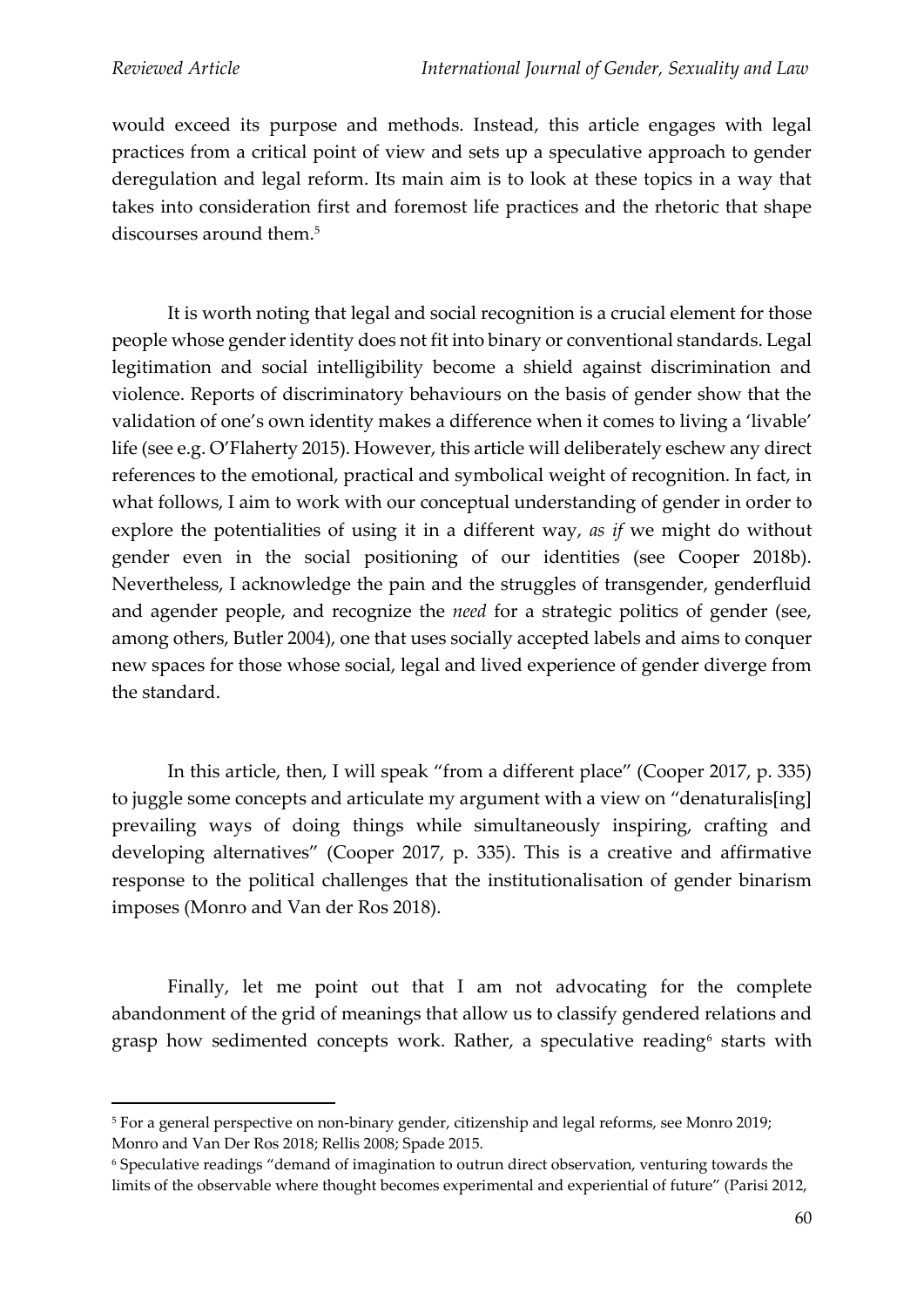would exceed its purpose and methods. Instead, this article engages with legal practices from a critical point of view and sets up a speculative approach to gender deregulation and legal reform. Its main aim is to look at these topics in a way that takes into consideration first and foremost life practices and the rhetoric that shape discourses around them.[5]

It is worth noting that legal and social recognition is a crucial element for those people whose gender identity does not fit into binary or conventional standards. Legal legitimation and social intelligibility become a shield against discrimination and violence. Reports of discriminatory behaviours on the basis of gender show that the validation of one's own identity makes a difference when it comes to living a 'livable' life (see e.g. O'Flaherty 2015). However, this article will deliberately eschew any direct references to the emotional, practical and symbolical weight of recognition. In fact, in what follows, I aim to work with our conceptual understanding of gender in order to explore the potentialities of using it in a different way, *as if* we might do without gender even in the social positioning of our identities (see Cooper 2018b). Nevertheless, I acknowledge the pain and the struggles of transgender, genderfluid and agender people, and recognize the *need* for a strategic politics of gender (see, among others, Butler 2004), one that uses socially accepted labels and aims to conquer new spaces for those whose social, legal and lived experience of gender diverge from the standard.

In this article, then, I will speak "from a different place" (Cooper 2017, p. 335) to juggle some concepts and articulate my argument with a view on "denaturalis[ing] prevailing ways of doing things while simultaneously inspiring, crafting and developing alternatives" (Cooper 2017, p. 335). This is a creative and affirmative response to the political challenges that the institutionalisation of gender binarism imposes (Monro and Van der Ros 2018).

Finally, let me point out that I am not advocating for the complete abandonment of the grid of meanings that allow us to classify gendered relations and grasp how sedimented concepts work. Rather, a speculative reading[6] starts with

---

[5] For a general perspective on non-binary gender, citizenship and legal reforms, see Monro 2019; Monro and Van Der Ros 2018; Rellis 2008; Spade 2015.

[6] Speculative readings "demand of imagination to outrun direct observation, venturing towards the limits of the observable where thought becomes experimental and experiential of future" (Parisi 2012,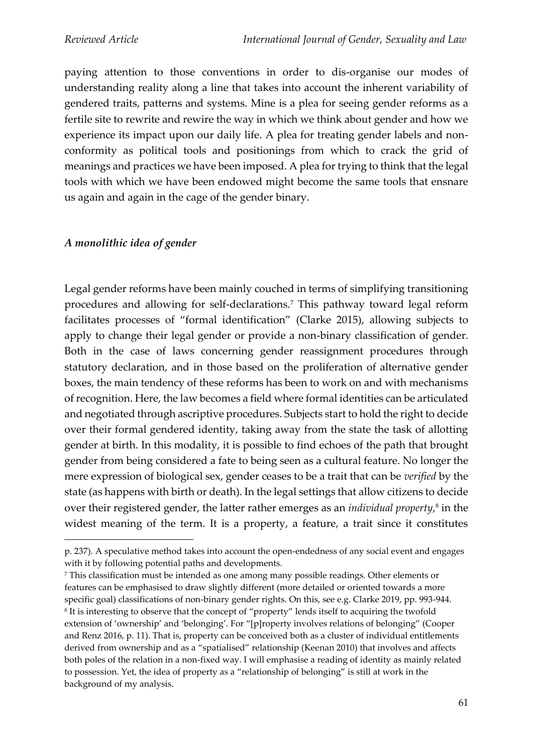paying attention to those conventions in order to dis-organise our modes of understanding reality along a line that takes into account the inherent variability of gendered traits, patterns and systems. Mine is a plea for seeing gender reforms as a fertile site to rewrite and rewire the way in which we think about gender and how we experience its impact upon our daily life. A plea for treating gender labels and non-conformity as political tools and positionings from which to crack the grid of meanings and practices we have been imposed. A plea for trying to think that the legal tools with which we have been endowed might become the same tools that ensnare us again and again in the cage of the gender binary.

### *A monolithic idea of gender*

Legal gender reforms have been mainly couched in terms of simplifying transitioning procedures and allowing for self-declarations.[7] This pathway toward legal reform facilitates processes of "formal identification" (Clarke 2015), allowing subjects to apply to change their legal gender or provide a non-binary classification of gender. Both in the case of laws concerning gender reassignment procedures through statutory declaration, and in those based on the proliferation of alternative gender boxes, the main tendency of these reforms has been to work on and with mechanisms of recognition. Here, the law becomes a field where formal identities can be articulated and negotiated through ascriptive procedures. Subjects start to hold the right to decide over their formal gendered identity, taking away from the state the task of allotting gender at birth. In this modality, it is possible to find echoes of the path that brought gender from being considered a fate to being seen as a cultural feature. No longer the mere expression of biological sex, gender ceases to be a trait that can be *verified* by the state (as happens with birth or death). In the legal settings that allow citizens to decide over their registered gender, the latter rather emerges as an *individual property*,[8] in the widest meaning of the term. It is a property, a feature, a trait since it constitutes

---

p. 237). A speculative method takes into account the open-endedness of any social event and engages with it by following potential paths and developments.

[7] This classification must be intended as one among many possible readings. Other elements or features can be emphasised to draw slightly different (more detailed or oriented towards a more specific goal) classifications of non-binary gender rights. On this, see e.g. Clarke 2019, pp. 993-944.

[8] It is interesting to observe that the concept of "property" lends itself to acquiring the twofold extension of 'ownership' and 'belonging'. For "[p]roperty involves relations of belonging" (Cooper and Renz 2016, p. 11). That is, property can be conceived both as a cluster of individual entitlements derived from ownership and as a "spatialised" relationship (Keenan 2010) that involves and affects both poles of the relation in a non-fixed way. I will emphasise a reading of identity as mainly related to possession. Yet, the idea of property as a "relationship of belonging" is still at work in the background of my analysis.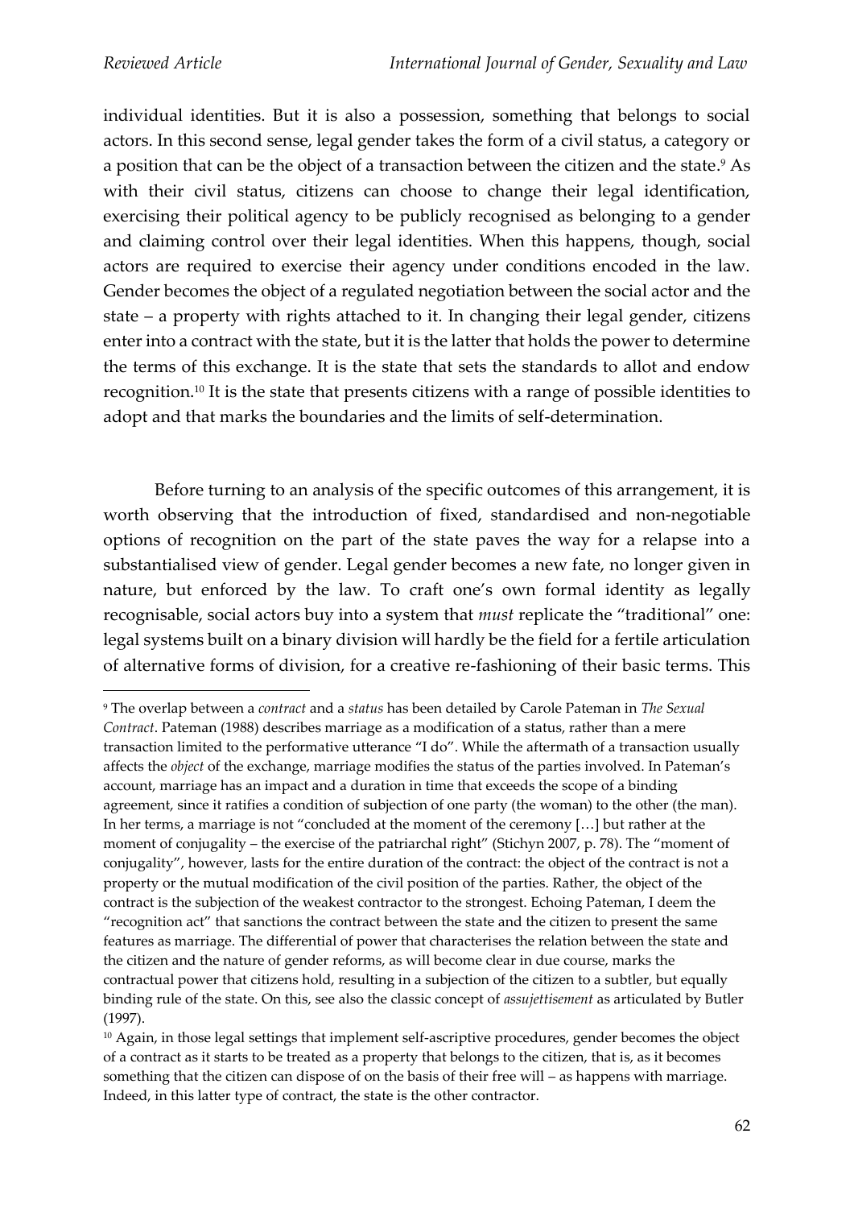individual identities. But it is also a possession, something that belongs to social actors. In this second sense, legal gender takes the form of a civil status, a category or a position that can be the object of a transaction between the citizen and the state.[9] As with their civil status, citizens can choose to change their legal identification, exercising their political agency to be publicly recognised as belonging to a gender and claiming control over their legal identities. When this happens, though, social actors are required to exercise their agency under conditions encoded in the law. Gender becomes the object of a regulated negotiation between the social actor and the state – a property with rights attached to it. In changing their legal gender, citizens enter into a contract with the state, but it is the latter that holds the power to determine the terms of this exchange. It is the state that sets the standards to allot and endow recognition.[10] It is the state that presents citizens with a range of possible identities to adopt and that marks the boundaries and the limits of self-determination.

Before turning to an analysis of the specific outcomes of this arrangement, it is worth observing that the introduction of fixed, standardised and non-negotiable options of recognition on the part of the state paves the way for a relapse into a substantialised view of gender. Legal gender becomes a new fate, no longer given in nature, but enforced by the law. To craft one's own formal identity as legally recognisable, social actors buy into a system that *must* replicate the "traditional" one: legal systems built on a binary division will hardly be the field for a fertile articulation of alternative forms of division, for a creative re-fashioning of their basic terms. This

[9] The overlap between a *contract* and a *status* has been detailed by Carole Pateman in *The Sexual Contract*. Pateman (1988) describes marriage as a modification of a status, rather than a mere transaction limited to the performative utterance "I do". While the aftermath of a transaction usually affects the *object* of the exchange, marriage modifies the status of the parties involved. In Pateman's account, marriage has an impact and a duration in time that exceeds the scope of a binding agreement, since it ratifies a condition of subjection of one party (the woman) to the other (the man). In her terms, a marriage is not "concluded at the moment of the ceremony […] but rather at the moment of conjugality – the exercise of the patriarchal right" (Stichyn 2007, p. 78). The "moment of conjugality", however, lasts for the entire duration of the contract: the object of the contract is not a property or the mutual modification of the civil position of the parties. Rather, the object of the contract is the subjection of the weakest contractor to the strongest. Echoing Pateman, I deem the "recognition act" that sanctions the contract between the state and the citizen to present the same features as marriage. The differential of power that characterises the relation between the state and the citizen and the nature of gender reforms, as will become clear in due course, marks the contractual power that citizens hold, resulting in a subjection of the citizen to a subtler, but equally binding rule of the state. On this, see also the classic concept of *assujettissement* as articulated by Butler (1997).

[10] Again, in those legal settings that implement self-ascriptive procedures, gender becomes the object of a contract as it starts to be treated as a property that belongs to the citizen, that is, as it becomes something that the citizen can dispose of on the basis of their free will – as happens with marriage. Indeed, in this latter type of contract, the state is the other contractor.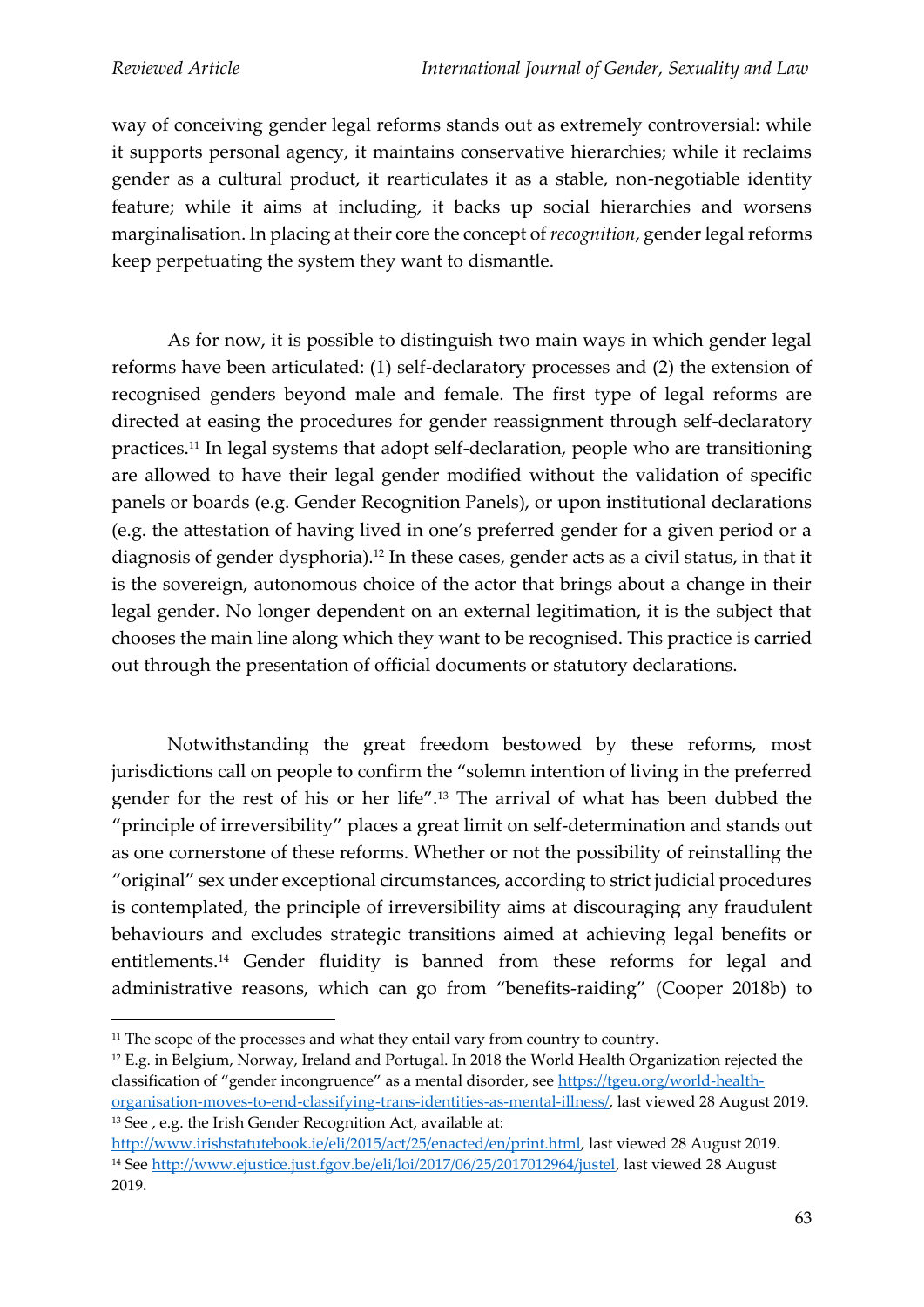way of conceiving gender legal reforms stands out as extremely controversial: while it supports personal agency, it maintains conservative hierarchies; while it reclaims gender as a cultural product, it rearticulates it as a stable, non-negotiable identity feature; while it aims at including, it backs up social hierarchies and worsens marginalisation. In placing at their core the concept of *recognition*, gender legal reforms keep perpetuating the system they want to dismantle.

As for now, it is possible to distinguish two main ways in which gender legal reforms have been articulated: (1) self-declaratory processes and (2) the extension of recognised genders beyond male and female. The first type of legal reforms are directed at easing the procedures for gender reassignment through self-declaratory practices.[11] In legal systems that adopt self-declaration, people who are transitioning are allowed to have their legal gender modified without the validation of specific panels or boards (e.g. Gender Recognition Panels), or upon institutional declarations (e.g. the attestation of having lived in one's preferred gender for a given period or a diagnosis of gender dysphoria).[12] In these cases, gender acts as a civil status, in that it is the sovereign, autonomous choice of the actor that brings about a change in their legal gender. No longer dependent on an external legitimation, it is the subject that chooses the main line along which they want to be recognised. This practice is carried out through the presentation of official documents or statutory declarations.

Notwithstanding the great freedom bestowed by these reforms, most jurisdictions call on people to confirm the "solemn intention of living in the preferred gender for the rest of his or her life".[13] The arrival of what has been dubbed the "principle of irreversibility" places a great limit on self-determination and stands out as one cornerstone of these reforms. Whether or not the possibility of reinstalling the "original" sex under exceptional circumstances, according to strict judicial procedures is contemplated, the principle of irreversibility aims at discouraging any fraudulent behaviours and excludes strategic transitions aimed at achieving legal benefits or entitlements.[14] Gender fluidity is banned from these reforms for legal and administrative reasons, which can go from "benefits-raiding" (Cooper 2018b) to

---

[11] The scope of the processes and what they entail vary from country to country.

[12] E.g. in Belgium, Norway, Ireland and Portugal. In 2018 the World Health Organization rejected the classification of "gender incongruence" as a mental disorder, see https://tgeu.org/world-health-organisation-moves-to-end-classifying-trans-identities-as-mental-illness/, last viewed 28 August 2019.

[13] See , e.g. the Irish Gender Recognition Act, available at: http://www.irishstatutebook.ie/eli/2015/act/25/enacted/en/print.html, last viewed 28 August 2019.

[14] See http://www.ejustice.just.fgov.be/eli/loi/2017/06/25/2017012964/justel, last viewed 28 August 2019.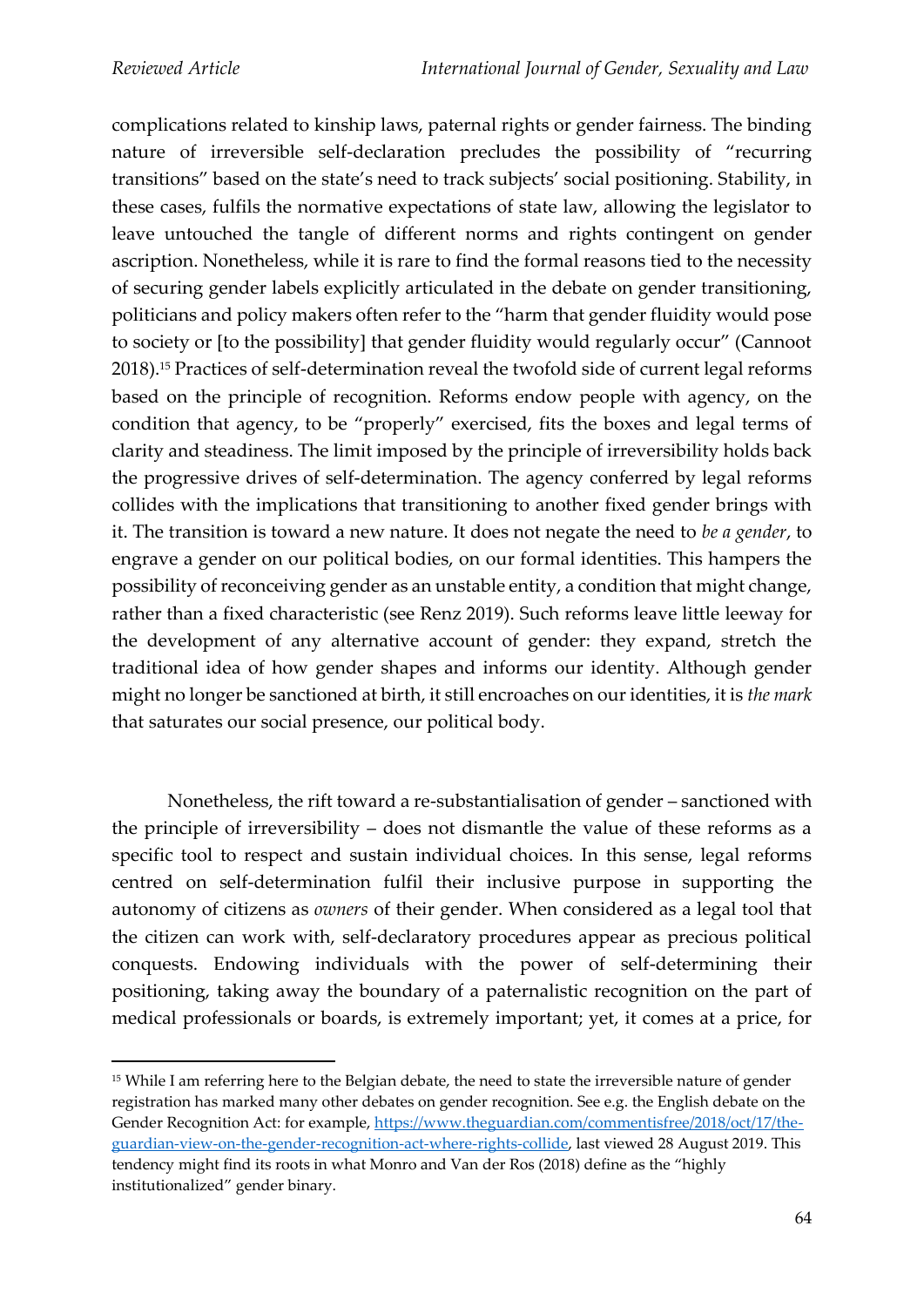complications related to kinship laws, paternal rights or gender fairness. The binding nature of irreversible self-declaration precludes the possibility of "recurring transitions" based on the state's need to track subjects' social positioning. Stability, in these cases, fulfils the normative expectations of state law, allowing the legislator to leave untouched the tangle of different norms and rights contingent on gender ascription. Nonetheless, while it is rare to find the formal reasons tied to the necessity of securing gender labels explicitly articulated in the debate on gender transitioning, politicians and policy makers often refer to the "harm that gender fluidity would pose to society or [to the possibility] that gender fluidity would regularly occur" (Cannoot 2018).[15] Practices of self-determination reveal the twofold side of current legal reforms based on the principle of recognition. Reforms endow people with agency, on the condition that agency, to be "properly" exercised, fits the boxes and legal terms of clarity and steadiness. The limit imposed by the principle of irreversibility holds back the progressive drives of self-determination. The agency conferred by legal reforms collides with the implications that transitioning to another fixed gender brings with it. The transition is toward a new nature. It does not negate the need to *be a gender*, to engrave a gender on our political bodies, on our formal identities. This hampers the possibility of reconceiving gender as an unstable entity, a condition that might change, rather than a fixed characteristic (see Renz 2019). Such reforms leave little leeway for the development of any alternative account of gender: they expand, stretch the traditional idea of how gender shapes and informs our identity. Although gender might no longer be sanctioned at birth, it still encroaches on our identities, it is *the mark* that saturates our social presence, our political body.

Nonetheless, the rift toward a re-substantialisation of gender – sanctioned with the principle of irreversibility – does not dismantle the value of these reforms as a specific tool to respect and sustain individual choices. In this sense, legal reforms centred on self-determination fulfil their inclusive purpose in supporting the autonomy of citizens as *owners* of their gender. When considered as a legal tool that the citizen can work with, self-declaratory procedures appear as precious political conquests. Endowing individuals with the power of self-determining their positioning, taking away the boundary of a paternalistic recognition on the part of medical professionals or boards, is extremely important; yet, it comes at a price, for

---

[15] While I am referring here to the Belgian debate, the need to state the irreversible nature of gender registration has marked many other debates on gender recognition. See e.g. the English debate on the Gender Recognition Act: for example, https://www.theguardian.com/commentisfree/2018/oct/17/the-guardian-view-on-the-gender-recognition-act-where-rights-collide, last viewed 28 August 2019. This tendency might find its roots in what Monro and Van der Ros (2018) define as the "highly institutionalized" gender binary.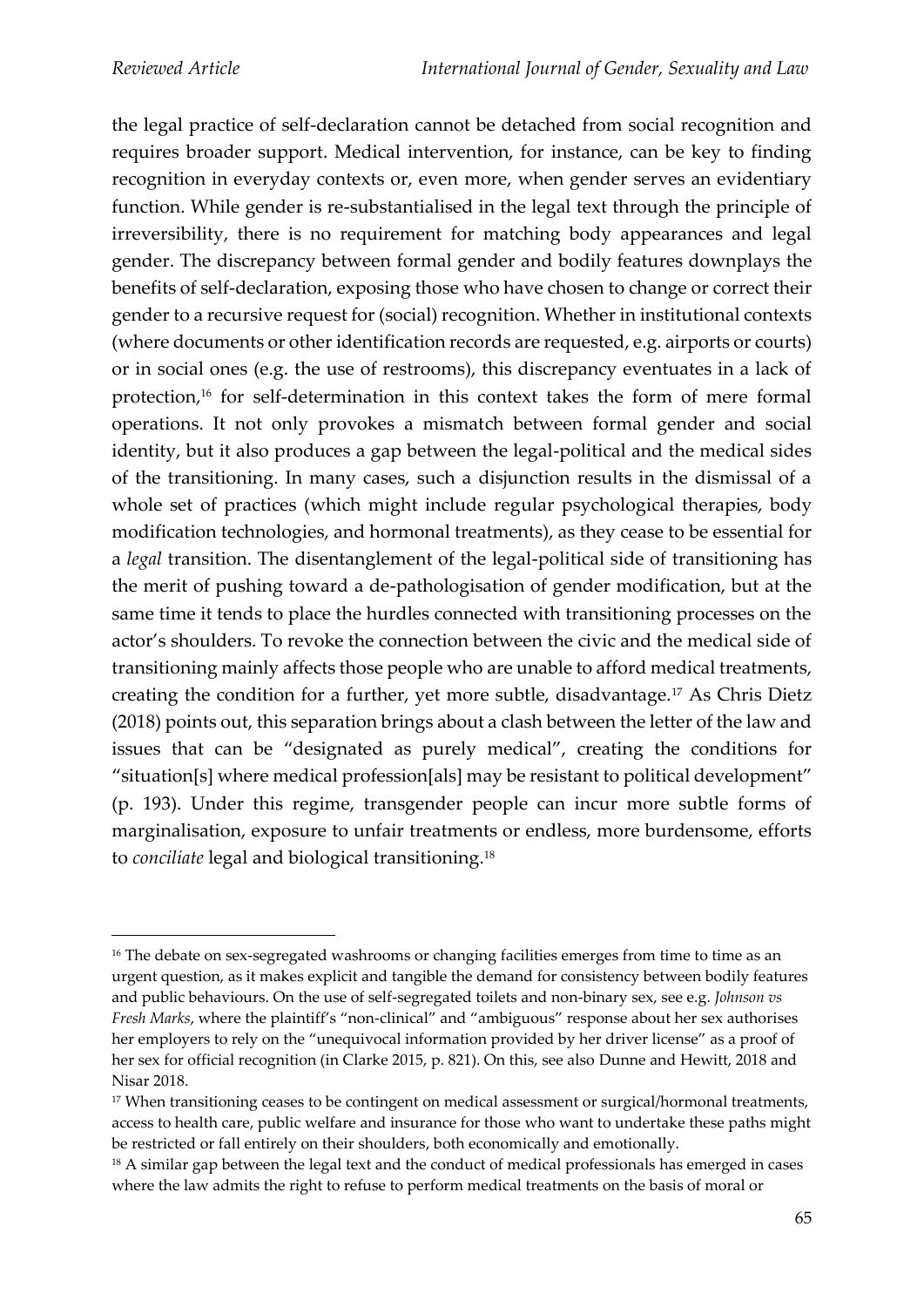the legal practice of self-declaration cannot be detached from social recognition and requires broader support. Medical intervention, for instance, can be key to finding recognition in everyday contexts or, even more, when gender serves an evidentiary function. While gender is re-substantialised in the legal text through the principle of irreversibility, there is no requirement for matching body appearances and legal gender. The discrepancy between formal gender and bodily features downplays the benefits of self-declaration, exposing those who have chosen to change or correct their gender to a recursive request for (social) recognition. Whether in institutional contexts (where documents or other identification records are requested, e.g. airports or courts) or in social ones (e.g. the use of restrooms), this discrepancy eventuates in a lack of protection,[16] for self-determination in this context takes the form of mere formal operations. It not only provokes a mismatch between formal gender and social identity, but it also produces a gap between the legal-political and the medical sides of the transitioning. In many cases, such a disjunction results in the dismissal of a whole set of practices (which might include regular psychological therapies, body modification technologies, and hormonal treatments), as they cease to be essential for a *legal* transition. The disentanglement of the legal-political side of transitioning has the merit of pushing toward a de-pathologisation of gender modification, but at the same time it tends to place the hurdles connected with transitioning processes on the actor's shoulders. To revoke the connection between the civic and the medical side of transitioning mainly affects those people who are unable to afford medical treatments, creating the condition for a further, yet more subtle, disadvantage.[17] As Chris Dietz (2018) points out, this separation brings about a clash between the letter of the law and issues that can be "designated as purely medical", creating the conditions for "situation[s] where medical profession[als] may be resistant to political development" (p. 193). Under this regime, transgender people can incur more subtle forms of marginalisation, exposure to unfair treatments or endless, more burdensome, efforts to *conciliate* legal and biological transitioning.[18]

---

[16] The debate on sex-segregated washrooms or changing facilities emerges from time to time as an urgent question, as it makes explicit and tangible the demand for consistency between bodily features and public behaviours. On the use of self-segregated toilets and non-binary sex, see e.g. *Johnson vs Fresh Marks*, where the plaintiff's "non-clinical" and "ambiguous" response about her sex authorises her employers to rely on the "unequivocal information provided by her driver license" as a proof of her sex for official recognition (in Clarke 2015, p. 821). On this, see also Dunne and Hewitt, 2018 and Nisar 2018.

[17] When transitioning ceases to be contingent on medical assessment or surgical/hormonal treatments, access to health care, public welfare and insurance for those who want to undertake these paths might be restricted or fall entirely on their shoulders, both economically and emotionally.

[18] A similar gap between the legal text and the conduct of medical professionals has emerged in cases where the law admits the right to refuse to perform medical treatments on the basis of moral or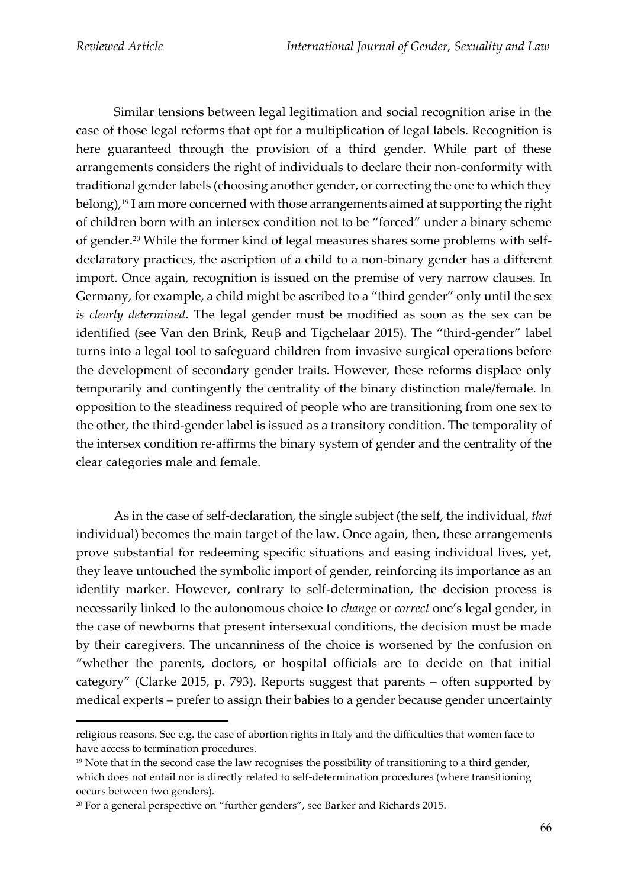Similar tensions between legal legitimation and social recognition arise in the case of those legal reforms that opt for a multiplication of legal labels. Recognition is here guaranteed through the provision of a third gender. While part of these arrangements considers the right of individuals to declare their non-conformity with traditional gender labels (choosing another gender, or correcting the one to which they belong),[19] I am more concerned with those arrangements aimed at supporting the right of children born with an intersex condition not to be "forced" under a binary scheme of gender.[20] While the former kind of legal measures shares some problems with self-declaratory practices, the ascription of a child to a non-binary gender has a different import. Once again, recognition is issued on the premise of very narrow clauses. In Germany, for example, a child might be ascribed to a "third gender" only until the sex *is clearly determined*. The legal gender must be modified as soon as the sex can be identified (see Van den Brink, Reuβ and Tigchelaar 2015). The "third-gender" label turns into a legal tool to safeguard children from invasive surgical operations before the development of secondary gender traits. However, these reforms displace only temporarily and contingently the centrality of the binary distinction male/female. In opposition to the steadiness required of people who are transitioning from one sex to the other, the third-gender label is issued as a transitory condition. The temporality of the intersex condition re-affirms the binary system of gender and the centrality of the clear categories male and female.

As in the case of self-declaration, the single subject (the self, the individual, *that* individual) becomes the main target of the law. Once again, then, these arrangements prove substantial for redeeming specific situations and easing individual lives, yet, they leave untouched the symbolic import of gender, reinforcing its importance as an identity marker. However, contrary to self-determination, the decision process is necessarily linked to the autonomous choice to *change* or *correct* one's legal gender, in the case of newborns that present intersexual conditions, the decision must be made by their caregivers. The uncanniness of the choice is worsened by the confusion on "whether the parents, doctors, or hospital officials are to decide on that initial category" (Clarke 2015, p. 793). Reports suggest that parents – often supported by medical experts – prefer to assign their babies to a gender because gender uncertainty

---

religious reasons. See e.g. the case of abortion rights in Italy and the difficulties that women face to have access to termination procedures.

[19] Note that in the second case the law recognises the possibility of transitioning to a third gender, which does not entail nor is directly related to self-determination procedures (where transitioning occurs between two genders).

[20] For a general perspective on "further genders", see Barker and Richards 2015.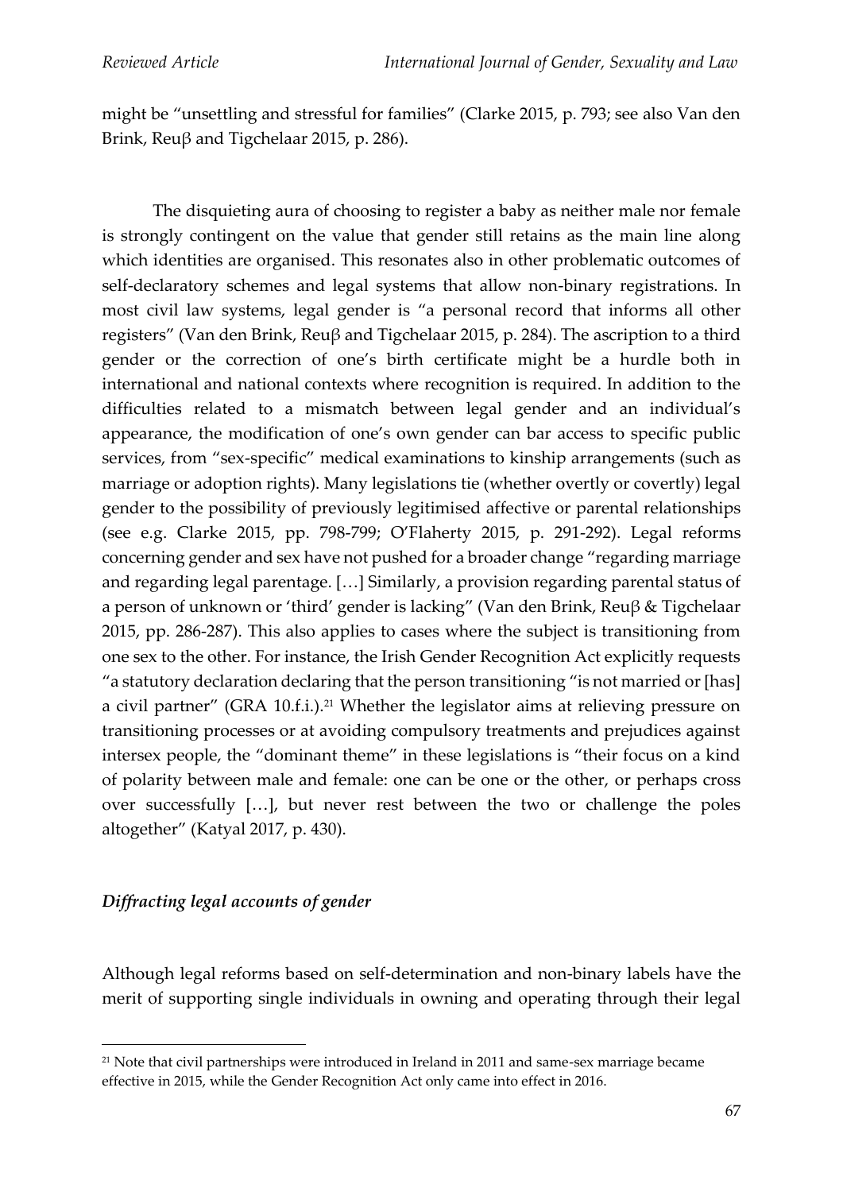might be "unsettling and stressful for families" (Clarke 2015, p. 793; see also Van den Brink, Reuβ and Tigchelaar 2015, p. 286).

The disquieting aura of choosing to register a baby as neither male nor female is strongly contingent on the value that gender still retains as the main line along which identities are organised. This resonates also in other problematic outcomes of self-declaratory schemes and legal systems that allow non-binary registrations. In most civil law systems, legal gender is "a personal record that informs all other registers" (Van den Brink, Reuβ and Tigchelaar 2015, p. 284). The ascription to a third gender or the correction of one's birth certificate might be a hurdle both in international and national contexts where recognition is required. In addition to the difficulties related to a mismatch between legal gender and an individual's appearance, the modification of one's own gender can bar access to specific public services, from "sex-specific" medical examinations to kinship arrangements (such as marriage or adoption rights). Many legislations tie (whether overtly or covertly) legal gender to the possibility of previously legitimised affective or parental relationships (see e.g. Clarke 2015, pp. 798-799; O'Flaherty 2015, p. 291-292). Legal reforms concerning gender and sex have not pushed for a broader change "regarding marriage and regarding legal parentage. […] Similarly, a provision regarding parental status of a person of unknown or 'third' gender is lacking" (Van den Brink, Reuβ & Tigchelaar 2015, pp. 286-287). This also applies to cases where the subject is transitioning from one sex to the other. For instance, the Irish Gender Recognition Act explicitly requests "a statutory declaration declaring that the person transitioning "is not married or [has] a civil partner" (GRA 10.f.i.).[21] Whether the legislator aims at relieving pressure on transitioning processes or at avoiding compulsory treatments and prejudices against intersex people, the "dominant theme" in these legislations is "their focus on a kind of polarity between male and female: one can be one or the other, or perhaps cross over successfully […], but never rest between the two or challenge the poles altogether" (Katyal 2017, p. 430).

### *Diffracting legal accounts of gender*

Although legal reforms based on self-determination and non-binary labels have the merit of supporting single individuals in owning and operating through their legal

[21] Note that civil partnerships were introduced in Ireland in 2011 and same-sex marriage became effective in 2015, while the Gender Recognition Act only came into effect in 2016.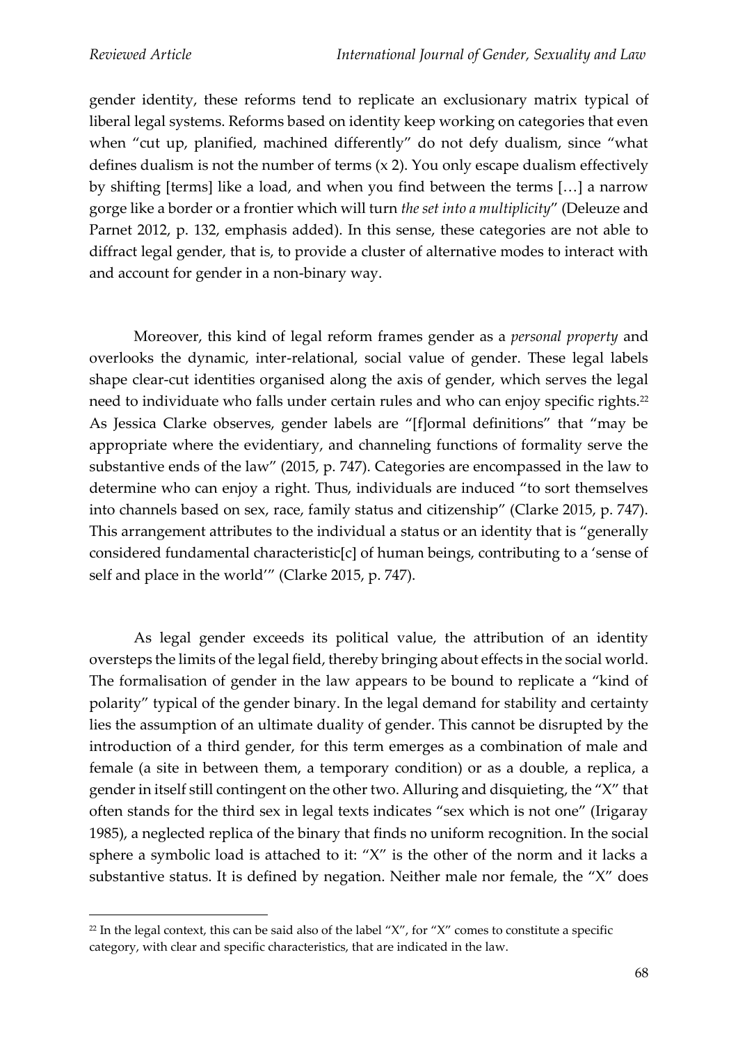gender identity, these reforms tend to replicate an exclusionary matrix typical of liberal legal systems. Reforms based on identity keep working on categories that even when "cut up, planified, machined differently" do not defy dualism, since "what defines dualism is not the number of terms (x 2). You only escape dualism effectively by shifting [terms] like a load, and when you find between the terms […] a narrow gorge like a border or a frontier which will turn *the set into a multiplicity*" (Deleuze and Parnet 2012, p. 132, emphasis added). In this sense, these categories are not able to diffract legal gender, that is, to provide a cluster of alternative modes to interact with and account for gender in a non-binary way.

Moreover, this kind of legal reform frames gender as a *personal property* and overlooks the dynamic, inter-relational, social value of gender. These legal labels shape clear-cut identities organised along the axis of gender, which serves the legal need to individuate who falls under certain rules and who can enjoy specific rights.[22] As Jessica Clarke observes, gender labels are "[f]ormal definitions" that "may be appropriate where the evidentiary, and channeling functions of formality serve the substantive ends of the law" (2015, p. 747). Categories are encompassed in the law to determine who can enjoy a right. Thus, individuals are induced "to sort themselves into channels based on sex, race, family status and citizenship" (Clarke 2015, p. 747). This arrangement attributes to the individual a status or an identity that is "generally considered fundamental characteristic[c] of human beings, contributing to a 'sense of self and place in the world'" (Clarke 2015, p. 747).

As legal gender exceeds its political value, the attribution of an identity oversteps the limits of the legal field, thereby bringing about effects in the social world. The formalisation of gender in the law appears to be bound to replicate a "kind of polarity" typical of the gender binary. In the legal demand for stability and certainty lies the assumption of an ultimate duality of gender. This cannot be disrupted by the introduction of a third gender, for this term emerges as a combination of male and female (a site in between them, a temporary condition) or as a double, a replica, a gender in itself still contingent on the other two. Alluring and disquieting, the "X" that often stands for the third sex in legal texts indicates "sex which is not one" (Irigaray 1985), a neglected replica of the binary that finds no uniform recognition. In the social sphere a symbolic load is attached to it: "X" is the other of the norm and it lacks a substantive status. It is defined by negation. Neither male nor female, the "X" does

[22] In the legal context, this can be said also of the label "X", for "X" comes to constitute a specific category, with clear and specific characteristics, that are indicated in the law.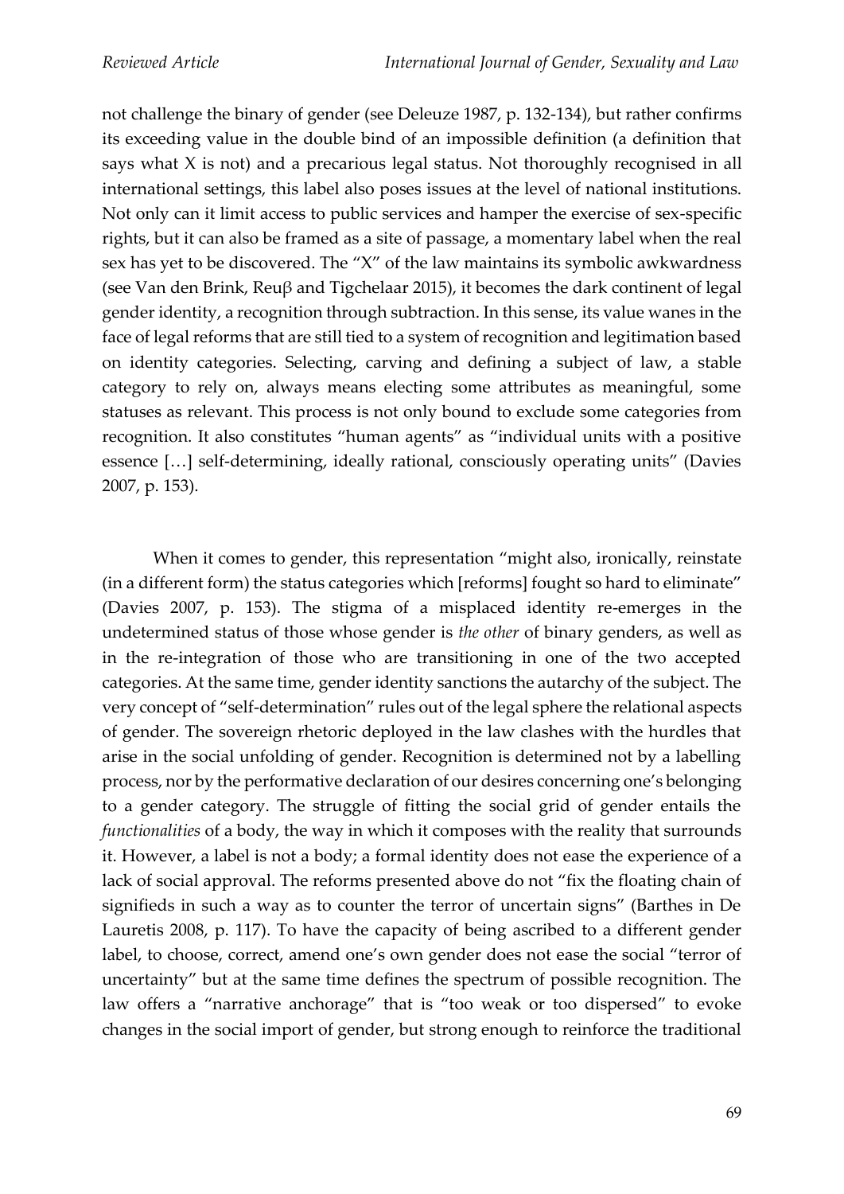not challenge the binary of gender (see Deleuze 1987, p. 132-134), but rather confirms its exceeding value in the double bind of an impossible definition (a definition that says what X is not) and a precarious legal status. Not thoroughly recognised in all international settings, this label also poses issues at the level of national institutions. Not only can it limit access to public services and hamper the exercise of sex-specific rights, but it can also be framed as a site of passage, a momentary label when the real sex has yet to be discovered. The "X" of the law maintains its symbolic awkwardness (see Van den Brink, Reuβ and Tigchelaar 2015), it becomes the dark continent of legal gender identity, a recognition through subtraction. In this sense, its value wanes in the face of legal reforms that are still tied to a system of recognition and legitimation based on identity categories. Selecting, carving and defining a subject of law, a stable category to rely on, always means electing some attributes as meaningful, some statuses as relevant. This process is not only bound to exclude some categories from recognition. It also constitutes "human agents" as "individual units with a positive essence […] self-determining, ideally rational, consciously operating units" (Davies 2007, p. 153).

When it comes to gender, this representation "might also, ironically, reinstate (in a different form) the status categories which [reforms] fought so hard to eliminate" (Davies 2007, p. 153). The stigma of a misplaced identity re-emerges in the undetermined status of those whose gender is *the other* of binary genders, as well as in the re-integration of those who are transitioning in one of the two accepted categories. At the same time, gender identity sanctions the autarchy of the subject. The very concept of "self-determination" rules out of the legal sphere the relational aspects of gender. The sovereign rhetoric deployed in the law clashes with the hurdles that arise in the social unfolding of gender. Recognition is determined not by a labelling process, nor by the performative declaration of our desires concerning one's belonging to a gender category. The struggle of fitting the social grid of gender entails the *functionalities* of a body, the way in which it composes with the reality that surrounds it. However, a label is not a body; a formal identity does not ease the experience of a lack of social approval. The reforms presented above do not "fix the floating chain of signifieds in such a way as to counter the terror of uncertain signs" (Barthes in De Lauretis 2008, p. 117). To have the capacity of being ascribed to a different gender label, to choose, correct, amend one's own gender does not ease the social "terror of uncertainty" but at the same time defines the spectrum of possible recognition. The law offers a "narrative anchorage" that is "too weak or too dispersed" to evoke changes in the social import of gender, but strong enough to reinforce the traditional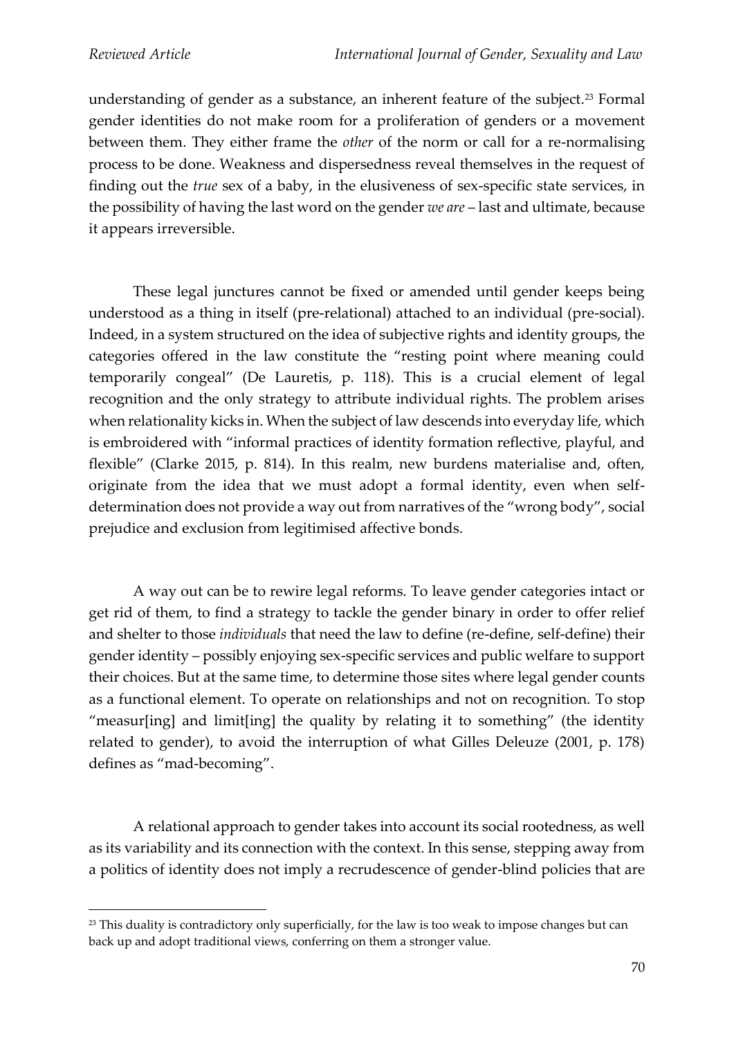understanding of gender as a substance, an inherent feature of the subject.[23] Formal gender identities do not make room for a proliferation of genders or a movement between them. They either frame the *other* of the norm or call for a re-normalising process to be done. Weakness and dispersedness reveal themselves in the request of finding out the *true* sex of a baby, in the elusiveness of sex-specific state services, in the possibility of having the last word on the gender *we are* – last and ultimate, because it appears irreversible.

These legal junctures cannot be fixed or amended until gender keeps being understood as a thing in itself (pre-relational) attached to an individual (pre-social). Indeed, in a system structured on the idea of subjective rights and identity groups, the categories offered in the law constitute the "resting point where meaning could temporarily congeal" (De Lauretis, p. 118). This is a crucial element of legal recognition and the only strategy to attribute individual rights. The problem arises when relationality kicks in. When the subject of law descends into everyday life, which is embroidered with "informal practices of identity formation reflective, playful, and flexible" (Clarke 2015, p. 814). In this realm, new burdens materialise and, often, originate from the idea that we must adopt a formal identity, even when self-determination does not provide a way out from narratives of the "wrong body", social prejudice and exclusion from legitimised affective bonds.

A way out can be to rewire legal reforms. To leave gender categories intact or get rid of them, to find a strategy to tackle the gender binary in order to offer relief and shelter to those *individuals* that need the law to define (re-define, self-define) their gender identity – possibly enjoying sex-specific services and public welfare to support their choices. But at the same time, to determine those sites where legal gender counts as a functional element. To operate on relationships and not on recognition. To stop "measur[ing] and limit[ing] the quality by relating it to something" (the identity related to gender), to avoid the interruption of what Gilles Deleuze (2001, p. 178) defines as "mad-becoming".

A relational approach to gender takes into account its social rootedness, as well as its variability and its connection with the context. In this sense, stepping away from a politics of identity does not imply a recrudescence of gender-blind policies that are

[23] This duality is contradictory only superficially, for the law is too weak to impose changes but can back up and adopt traditional views, conferring on them a stronger value.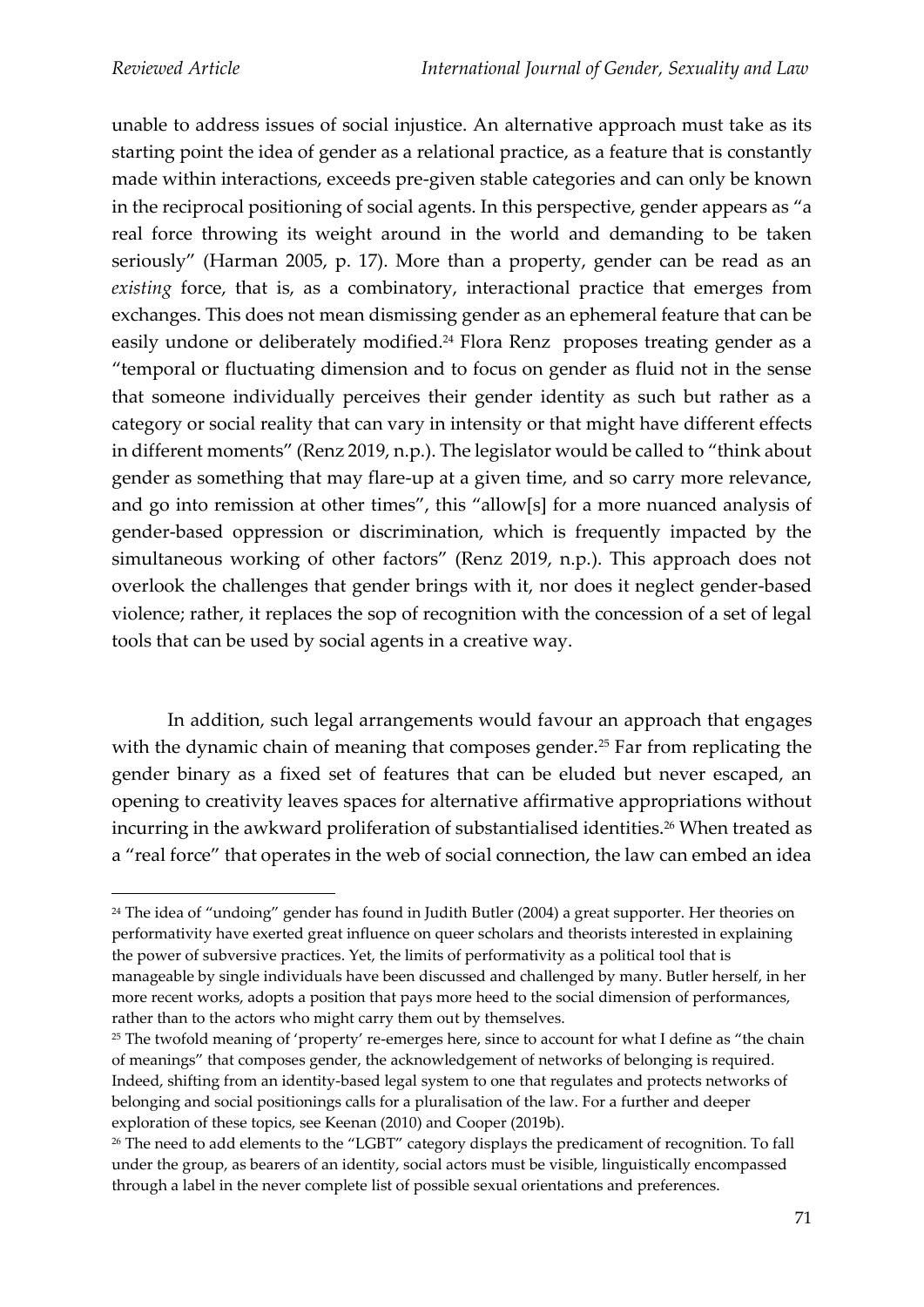unable to address issues of social injustice. An alternative approach must take as its starting point the idea of gender as a relational practice, as a feature that is constantly made within interactions, exceeds pre-given stable categories and can only be known in the reciprocal positioning of social agents. In this perspective, gender appears as "a real force throwing its weight around in the world and demanding to be taken seriously" (Harman 2005, p. 17). More than a property, gender can be read as an *existing* force, that is, as a combinatory, interactional practice that emerges from exchanges. This does not mean dismissing gender as an ephemeral feature that can be easily undone or deliberately modified.[24] Flora Renz proposes treating gender as a "temporal or fluctuating dimension and to focus on gender as fluid not in the sense that someone individually perceives their gender identity as such but rather as a category or social reality that can vary in intensity or that might have different effects in different moments" (Renz 2019, n.p.). The legislator would be called to "think about gender as something that may flare-up at a given time, and so carry more relevance, and go into remission at other times", this "allow[s] for a more nuanced analysis of gender-based oppression or discrimination, which is frequently impacted by the simultaneous working of other factors" (Renz 2019, n.p.). This approach does not overlook the challenges that gender brings with it, nor does it neglect gender-based violence; rather, it replaces the sop of recognition with the concession of a set of legal tools that can be used by social agents in a creative way.

In addition, such legal arrangements would favour an approach that engages with the dynamic chain of meaning that composes gender.[25] Far from replicating the gender binary as a fixed set of features that can be eluded but never escaped, an opening to creativity leaves spaces for alternative affirmative appropriations without incurring in the awkward proliferation of substantialised identities.[26] When treated as a "real force" that operates in the web of social connection, the law can embed an idea

---

[24] The idea of "undoing" gender has found in Judith Butler (2004) a great supporter. Her theories on performativity have exerted great influence on queer scholars and theorists interested in explaining the power of subversive practices. Yet, the limits of performativity as a political tool that is manageable by single individuals have been discussed and challenged by many. Butler herself, in her more recent works, adopts a position that pays more heed to the social dimension of performances, rather than to the actors who might carry them out by themselves.

[25] The twofold meaning of 'property' re-emerges here, since to account for what I define as "the chain of meanings" that composes gender, the acknowledgement of networks of belonging is required. Indeed, shifting from an identity-based legal system to one that regulates and protects networks of belonging and social positionings calls for a pluralisation of the law. For a further and deeper exploration of these topics, see Keenan (2010) and Cooper (2019b).

[26] The need to add elements to the "LGBT" category displays the predicament of recognition. To fall under the group, as bearers of an identity, social actors must be visible, linguistically encompassed through a label in the never complete list of possible sexual orientations and preferences.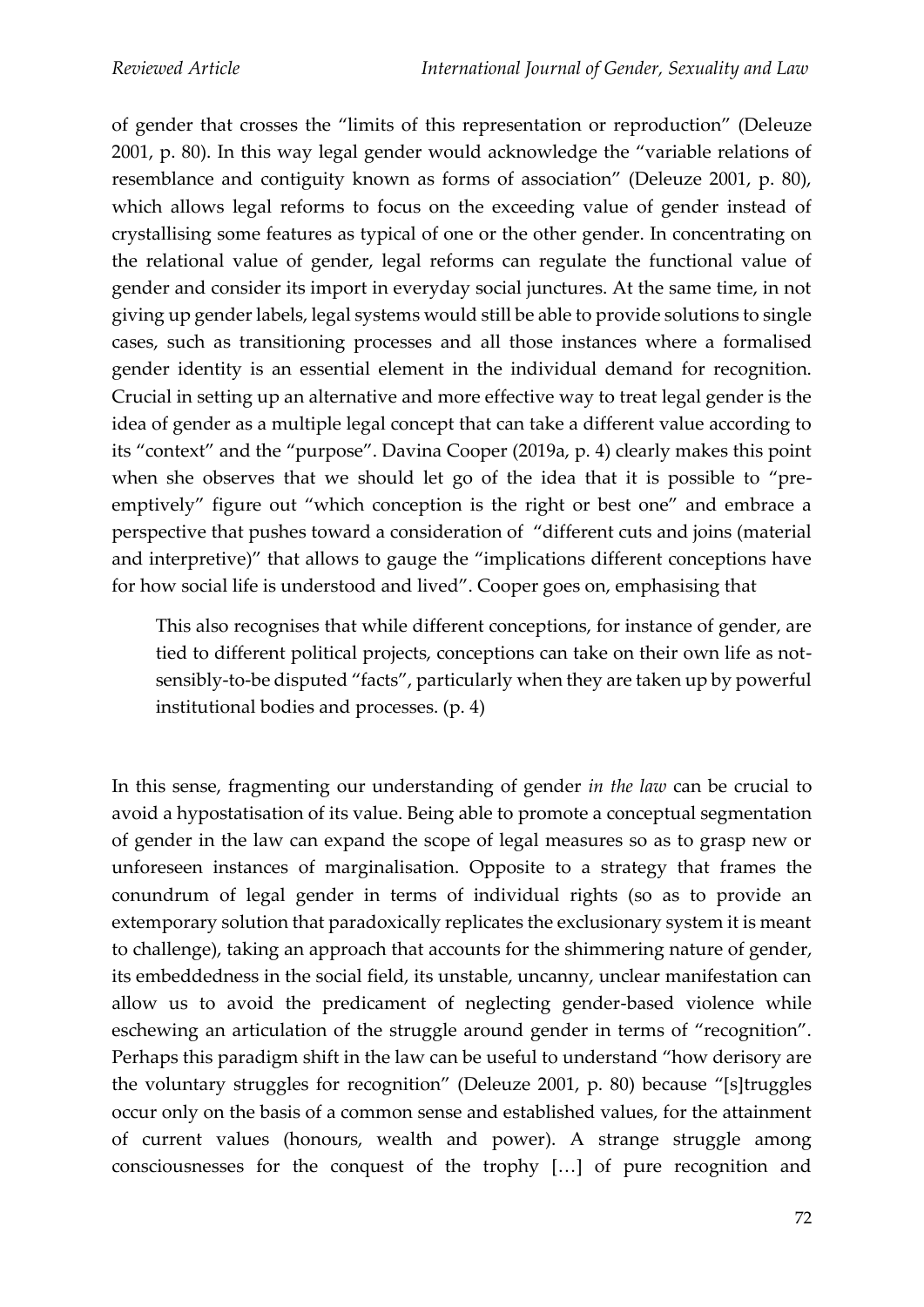of gender that crosses the "limits of this representation or reproduction" (Deleuze 2001, p. 80). In this way legal gender would acknowledge the "variable relations of resemblance and contiguity known as forms of association" (Deleuze 2001, p. 80), which allows legal reforms to focus on the exceeding value of gender instead of crystallising some features as typical of one or the other gender. In concentrating on the relational value of gender, legal reforms can regulate the functional value of gender and consider its import in everyday social junctures. At the same time, in not giving up gender labels, legal systems would still be able to provide solutions to single cases, such as transitioning processes and all those instances where a formalised gender identity is an essential element in the individual demand for recognition. Crucial in setting up an alternative and more effective way to treat legal gender is the idea of gender as a multiple legal concept that can take a different value according to its "context" and the "purpose". Davina Cooper (2019a, p. 4) clearly makes this point when she observes that we should let go of the idea that it is possible to "pre-emptively" figure out "which conception is the right or best one" and embrace a perspective that pushes toward a consideration of "different cuts and joins (material and interpretive)" that allows to gauge the "implications different conceptions have for how social life is understood and lived". Cooper goes on, emphasising that

> This also recognises that while different conceptions, for instance of gender, are tied to different political projects, conceptions can take on their own life as not-sensibly-to-be disputed "facts", particularly when they are taken up by powerful institutional bodies and processes. (p. 4)

In this sense, fragmenting our understanding of gender *in the law* can be crucial to avoid a hypostatisation of its value. Being able to promote a conceptual segmentation of gender in the law can expand the scope of legal measures so as to grasp new or unforeseen instances of marginalisation. Opposite to a strategy that frames the conundrum of legal gender in terms of individual rights (so as to provide an extemporary solution that paradoxically replicates the exclusionary system it is meant to challenge), taking an approach that accounts for the shimmering nature of gender, its embeddedness in the social field, its unstable, uncanny, unclear manifestation can allow us to avoid the predicament of neglecting gender-based violence while eschewing an articulation of the struggle around gender in terms of "recognition". Perhaps this paradigm shift in the law can be useful to understand "how derisory are the voluntary struggles for recognition" (Deleuze 2001, p. 80) because "[s]truggles occur only on the basis of a common sense and established values, for the attainment of current values (honours, wealth and power). A strange struggle among consciousnesses for the conquest of the trophy […] of pure recognition and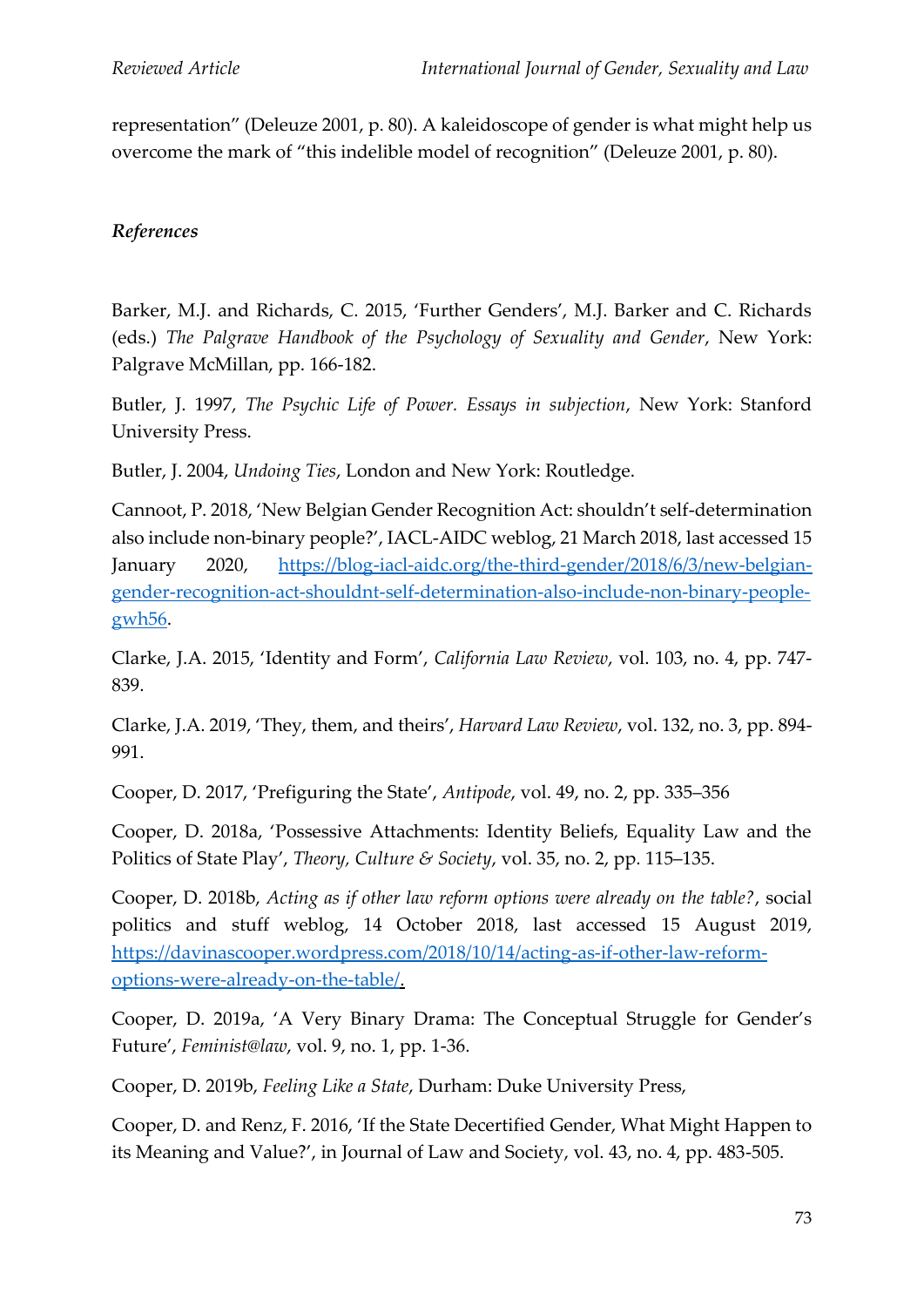representation" (Deleuze 2001, p. 80). A kaleidoscope of gender is what might help us overcome the mark of "this indelible model of recognition" (Deleuze 2001, p. 80).

***References***

Barker, M.J. and Richards, C. 2015, 'Further Genders', M.J. Barker and C. Richards (eds.) *The Palgrave Handbook of the Psychology of Sexuality and Gender*, New York: Palgrave McMillan, pp. 166-182.

Butler, J. 1997, *The Psychic Life of Power. Essays in subjection*, New York: Stanford University Press.

Butler, J. 2004, *Undoing Ties*, London and New York: Routledge.

Cannoot, P. 2018, 'New Belgian Gender Recognition Act: shouldn't self-determination also include non-binary people?', IACL-AIDC weblog, 21 March 2018, last accessed 15 January 2020, https://blog-iacl-aidc.org/the-third-gender/2018/6/3/new-belgian-gender-recognition-act-shouldnt-self-determination-also-include-non-binary-people-gwh56.

Clarke, J.A. 2015, 'Identity and Form', *California Law Review*, vol. 103, no. 4, pp. 747-839.

Clarke, J.A. 2019, 'They, them, and theirs', *Harvard Law Review*, vol. 132, no. 3, pp. 894-991.

Cooper, D. 2017, 'Prefiguring the State', *Antipode*, vol. 49, no. 2, pp. 335–356

Cooper, D. 2018a, 'Possessive Attachments: Identity Beliefs, Equality Law and the Politics of State Play', *Theory, Culture & Society*, vol. 35, no. 2, pp. 115–135.

Cooper, D. 2018b, *Acting as if other law reform options were already on the table?*, social politics and stuff weblog, 14 October 2018, last accessed 15 August 2019, https://davinascooper.wordpress.com/2018/10/14/acting-as-if-other-law-reform-options-were-already-on-the-table/.

Cooper, D. 2019a, 'A Very Binary Drama: The Conceptual Struggle for Gender's Future', *Feminist@law*, vol. 9, no. 1, pp. 1-36.

Cooper, D. 2019b, *Feeling Like a State*, Durham: Duke University Press,

Cooper, D. and Renz, F. 2016, 'If the State Decertified Gender, What Might Happen to its Meaning and Value?', in Journal of Law and Society, vol. 43, no. 4, pp. 483-505.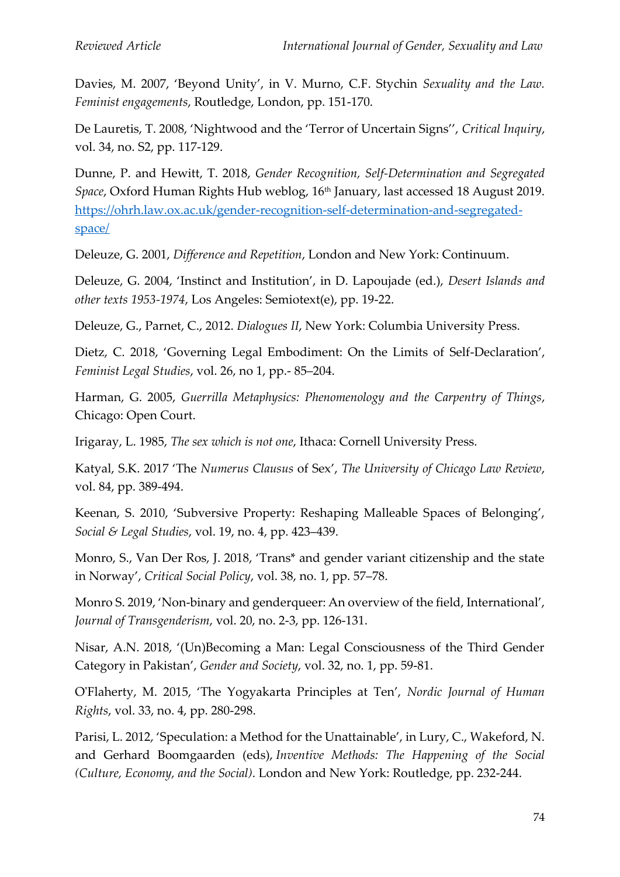Davies, M. 2007, 'Beyond Unity', in V. Murno, C.F. Stychin *Sexuality and the Law. Feminist engagements*, Routledge, London, pp. 151-170.

De Lauretis, T. 2008, 'Nightwood and the 'Terror of Uncertain Signs'', *Critical Inquiry*, vol. 34, no. S2, pp. 117-129.

Dunne, P. and Hewitt, T. 2018, *Gender Recognition, Self-Determination and Segregated Space*, Oxford Human Rights Hub weblog, 16th January, last accessed 18 August 2019. [https://ohrh.law.ox.ac.uk/gender-recognition-self-determination-and-segregated-space/](https://ohrh.law.ox.ac.uk/gender-recognition-self-determination-and-segregated-space/)

Deleuze, G. 2001, *Difference and Repetition*, London and New York: Continuum.

Deleuze, G. 2004, 'Instinct and Institution', in D. Lapoujade (ed.), *Desert Islands and other texts 1953-1974*, Los Angeles: Semiotext(e), pp. 19-22.

Deleuze, G., Parnet, C., 2012. *Dialogues II*, New York: Columbia University Press.

Dietz, C. 2018, 'Governing Legal Embodiment: On the Limits of Self-Declaration', *Feminist Legal Studies*, vol. 26, no 1, pp.- 85–204.

Harman, G. 2005, *Guerrilla Metaphysics: Phenomenology and the Carpentry of Things*, Chicago: Open Court.

Irigaray, L. 1985, *The sex which is not one*, Ithaca: Cornell University Press.

Katyal, S.K. 2017 'The *Numerus Clausus* of Sex', *The University of Chicago Law Review*, vol. 84, pp. 389-494.

Keenan, S. 2010, 'Subversive Property: Reshaping Malleable Spaces of Belonging', *Social & Legal Studies*, vol. 19, no. 4, pp. 423–439.

Monro, S., Van Der Ros, J. 2018, 'Trans* and gender variant citizenship and the state in Norway', *Critical Social Policy*, vol. 38, no. 1, pp. 57–78.

Monro S. 2019, 'Non-binary and genderqueer: An overview of the field, International', *Journal of Transgenderism*, vol. 20, no. 2-3, pp. 126-131.

Nisar, A.N. 2018, '(Un)Becoming a Man: Legal Consciousness of the Third Gender Category in Pakistan', *Gender and Society*, vol. 32, no. 1, pp. 59-81.

O'Flaherty, M. 2015, 'The Yogyakarta Principles at Ten', *Nordic Journal of Human Rights*, vol. 33, no. 4, pp. 280-298.

Parisi, L. 2012, 'Speculation: a Method for the Unattainable', in Lury, C., Wakeford, N. and Gerhard Boomgaarden (eds), *Inventive Methods: The Happening of the Social (Culture, Economy, and the Social)*. London and New York: Routledge, pp. 232-244.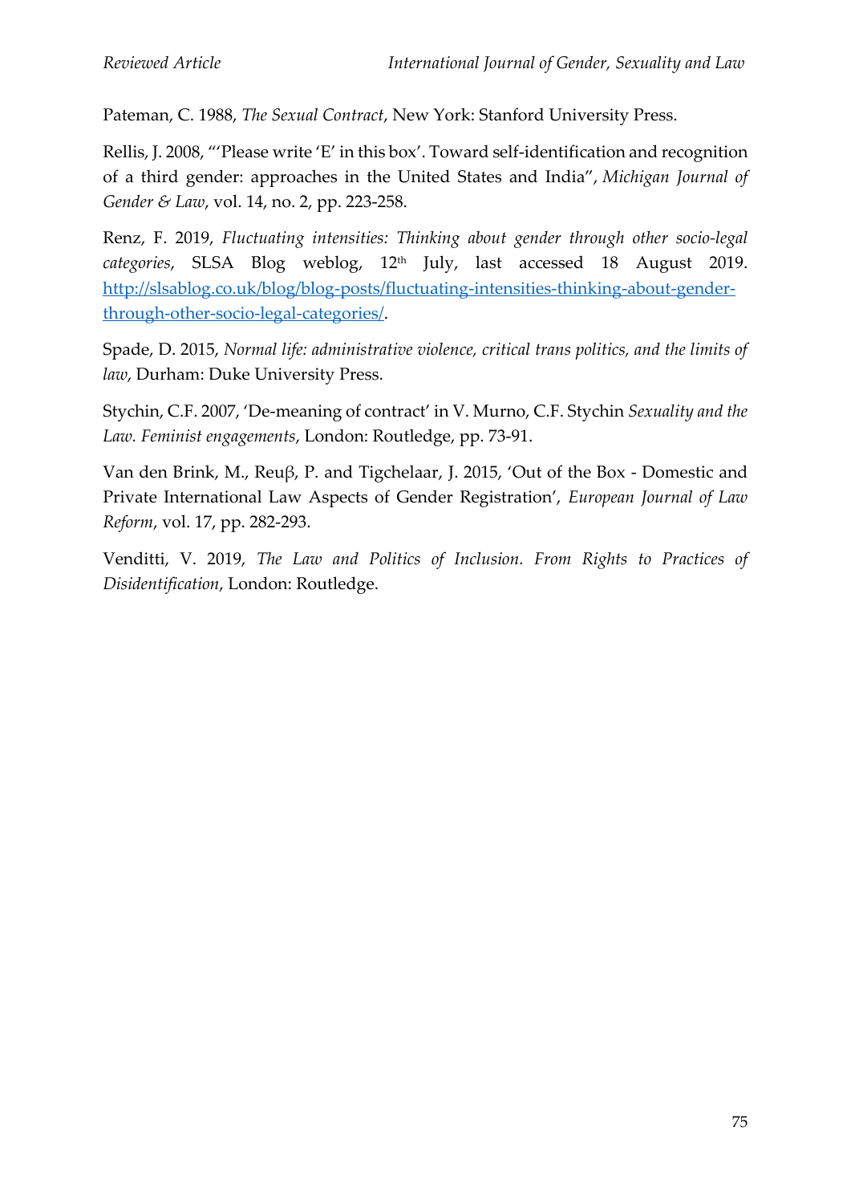Pateman, C. 1988, *The Sexual Contract*, New York: Stanford University Press.

Rellis, J. 2008, "'Please write 'E' in this box'. Toward self-identification and recognition of a third gender: approaches in the United States and India", *Michigan Journal of Gender & Law*, vol. 14, no. 2, pp. 223-258.

Renz, F. 2019, *Fluctuating intensities: Thinking about gender through other socio-legal categories*, SLSA Blog weblog, 12th July, last accessed 18 August 2019. [http://slsablog.co.uk/blog/blog-posts/fluctuating-intensities-thinking-about-gender-through-other-socio-legal-categories/](http://slsablog.co.uk/blog/blog-posts/fluctuating-intensities-thinking-about-gender-through-other-socio-legal-categories/).

Spade, D. 2015, *Normal life: administrative violence, critical trans politics, and the limits of law*, Durham: Duke University Press.

Stychin, C.F. 2007, 'De-meaning of contract' in V. Murno, C.F. Stychin *Sexuality and the Law. Feminist engagements*, London: Routledge, pp. 73-91.

Van den Brink, M., Reuβ, P. and Tigchelaar, J. 2015, 'Out of the Box - Domestic and Private International Law Aspects of Gender Registration', *European Journal of Law Reform*, vol. 17, pp. 282-293.

Venditti, V. 2019, *The Law and Politics of Inclusion. From Rights to Practices of Disidentification*, London: Routledge.